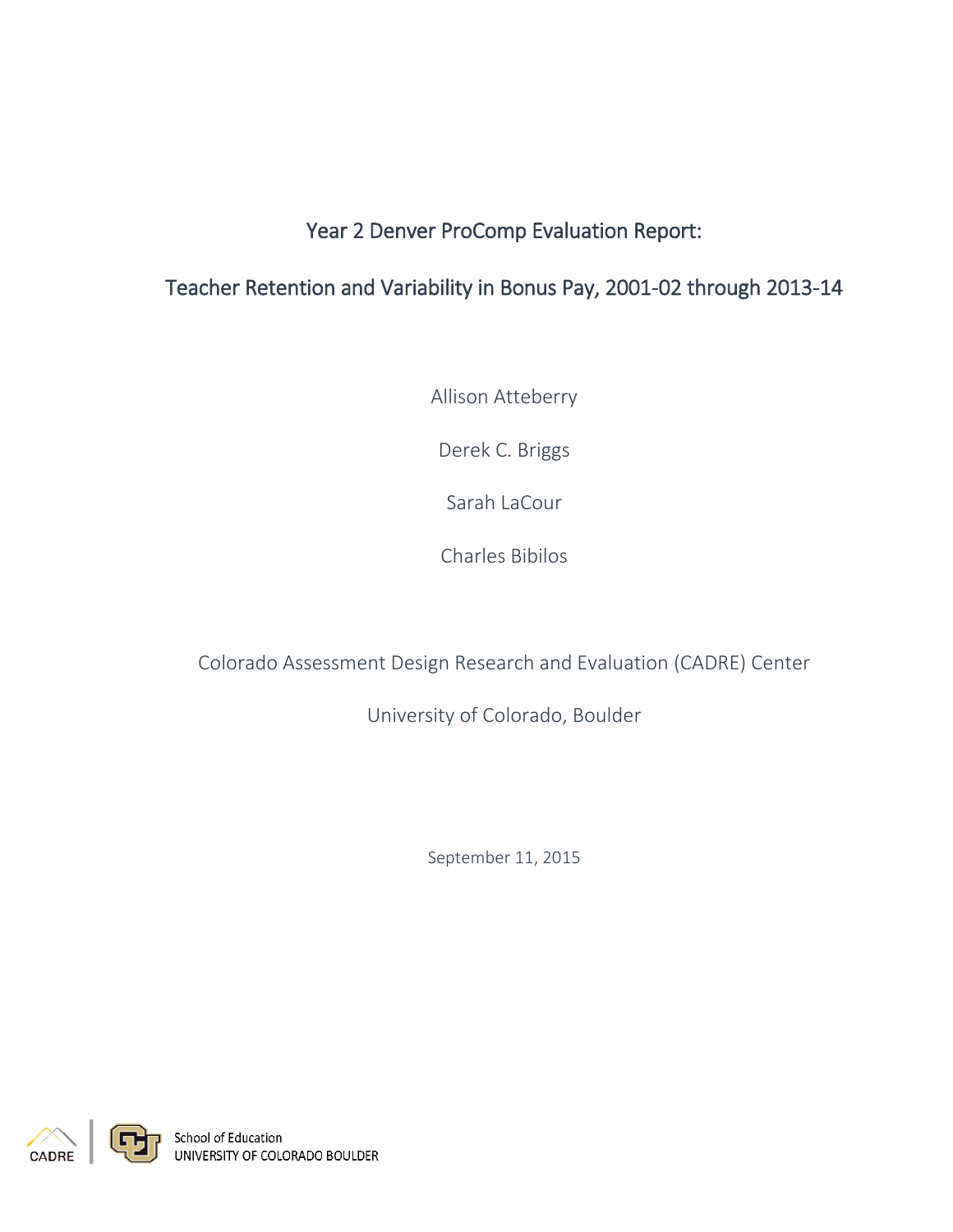# Year 2 Denver ProComp Evaluation Report:

## Teacher Retention and Variability in Bonus Pay, 2001-02 through 2013-14

Allison Atteberry

Derek C. Briggs

Sarah LaCour

Charles Bibilos

Colorado Assessment Design Research and Evaluation (CADRE) Center

University of Colorado, Boulder

September 11, 2015

CADRE | School of Education
UNIVERSITY OF COLORADO BOULDER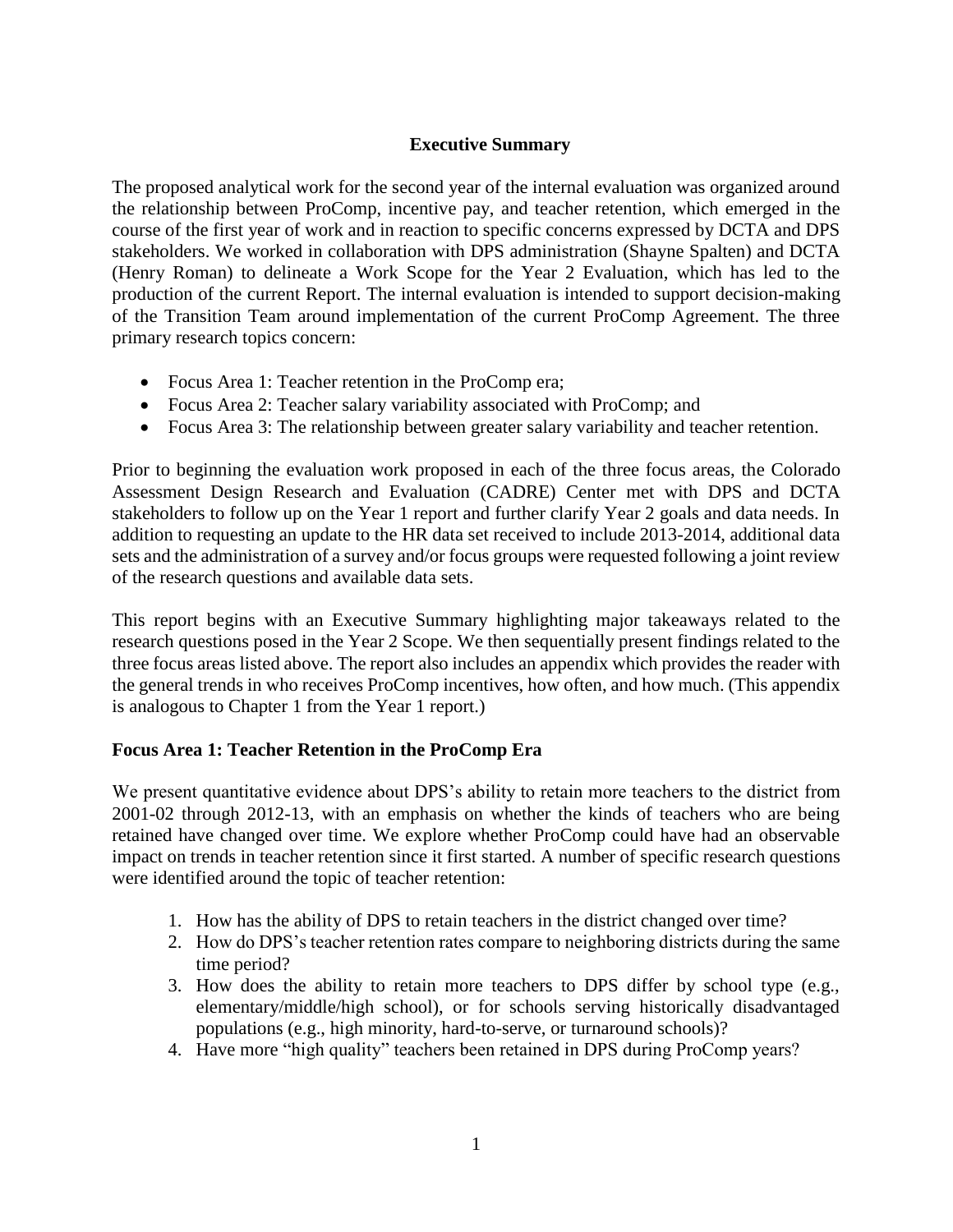## Executive Summary

The proposed analytical work for the second year of the internal evaluation was organized around the relationship between ProComp, incentive pay, and teacher retention, which emerged in the course of the first year of work and in reaction to specific concerns expressed by DCTA and DPS stakeholders. We worked in collaboration with DPS administration (Shayne Spalten) and DCTA (Henry Roman) to delineate a Work Scope for the Year 2 Evaluation, which has led to the production of the current Report. The internal evaluation is intended to support decision-making of the Transition Team around implementation of the current ProComp Agreement. The three primary research topics concern:

- Focus Area 1: Teacher retention in the ProComp era;
- Focus Area 2: Teacher salary variability associated with ProComp; and
- Focus Area 3: The relationship between greater salary variability and teacher retention.

Prior to beginning the evaluation work proposed in each of the three focus areas, the Colorado Assessment Design Research and Evaluation (CADRE) Center met with DPS and DCTA stakeholders to follow up on the Year 1 report and further clarify Year 2 goals and data needs. In addition to requesting an update to the HR data set received to include 2013-2014, additional data sets and the administration of a survey and/or focus groups were requested following a joint review of the research questions and available data sets.

This report begins with an Executive Summary highlighting major takeaways related to the research questions posed in the Year 2 Scope. We then sequentially present findings related to the three focus areas listed above. The report also includes an appendix which provides the reader with the general trends in who receives ProComp incentives, how often, and how much. (This appendix is analogous to Chapter 1 from the Year 1 report.)

### Focus Area 1: Teacher Retention in the ProComp Era

We present quantitative evidence about DPS's ability to retain more teachers to the district from 2001-02 through 2012-13, with an emphasis on whether the kinds of teachers who are being retained have changed over time. We explore whether ProComp could have had an observable impact on trends in teacher retention since it first started. A number of specific research questions were identified around the topic of teacher retention:

1. How has the ability of DPS to retain teachers in the district changed over time?
2. How do DPS's teacher retention rates compare to neighboring districts during the same time period?
3. How does the ability to retain more teachers to DPS differ by school type (e.g., elementary/middle/high school), or for schools serving historically disadvantaged populations (e.g., high minority, hard-to-serve, or turnaround schools)?
4. Have more "high quality" teachers been retained in DPS during ProComp years?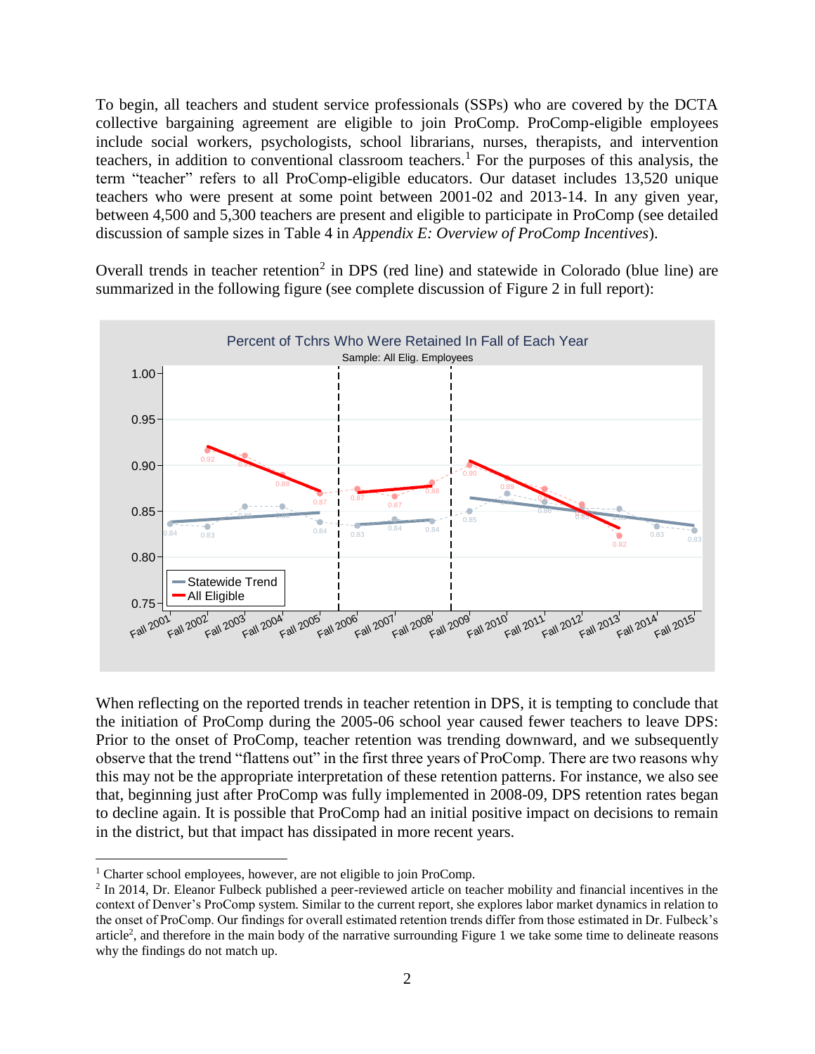To begin, all teachers and student service professionals (SSPs) who are covered by the DCTA collective bargaining agreement are eligible to join ProComp. ProComp-eligible employees include social workers, psychologists, school librarians, nurses, therapists, and intervention teachers, in addition to conventional classroom teachers.[1] For the purposes of this analysis, the term "teacher" refers to all ProComp-eligible educators. Our dataset includes 13,520 unique teachers who were present at some point between 2001-02 and 2013-14. In any given year, between 4,500 and 5,300 teachers are present and eligible to participate in ProComp (see detailed discussion of sample sizes in Table 4 in *Appendix E: Overview of ProComp Incentives*).

Overall trends in teacher retention[2] in DPS (red line) and statewide in Colorado (blue line) are summarized in the following figure (see complete discussion of Figure 2 in full report):

When reflecting on the reported trends in teacher retention in DPS, it is tempting to conclude that the initiation of ProComp during the 2005-06 school year caused fewer teachers to leave DPS: Prior to the onset of ProComp, teacher retention was trending downward, and we subsequently observe that the trend "flattens out" in the first three years of ProComp. There are two reasons why this may not be the appropriate interpretation of these retention patterns. For instance, we also see that, beginning just after ProComp was fully implemented in 2008-09, DPS retention rates began to decline again. It is possible that ProComp had an initial positive impact on decisions to remain in the district, but that impact has dissipated in more recent years.

---

[1] Charter school employees, however, are not eligible to join ProComp.

[2] In 2014, Dr. Eleanor Fulbeck published a peer-reviewed article on teacher mobility and financial incentives in the context of Denver's ProComp system. Similar to the current report, she explores labor market dynamics in relation to the onset of ProComp. Our findings for overall estimated retention trends differ from those estimated in Dr. Fulbeck's article[2], and therefore in the main body of the narrative surrounding Figure 1 we take some time to delineate reasons why the findings do not match up.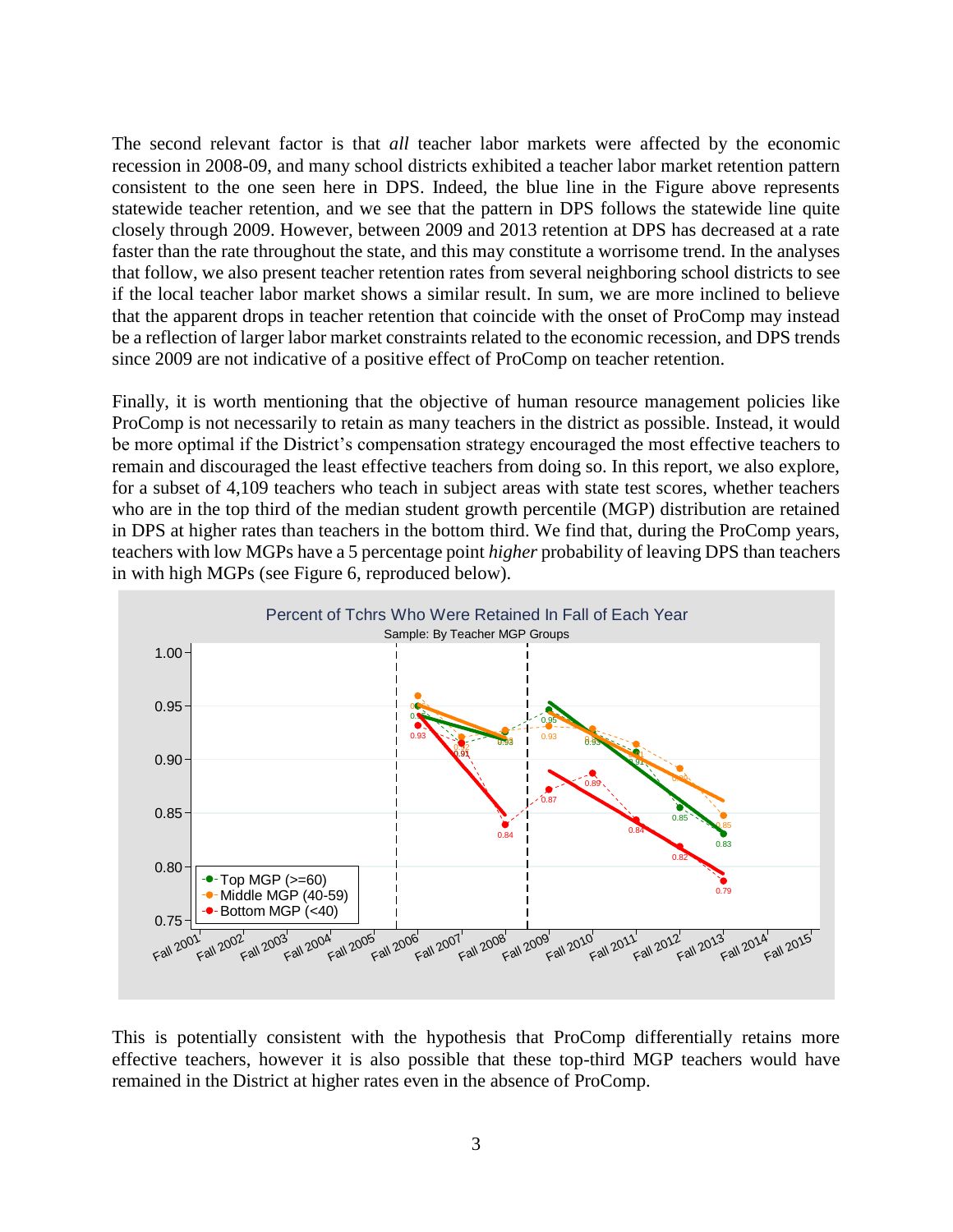The second relevant factor is that *all* teacher labor markets were affected by the economic recession in 2008-09, and many school districts exhibited a teacher labor market retention pattern consistent to the one seen here in DPS. Indeed, the blue line in the Figure above represents statewide teacher retention, and we see that the pattern in DPS follows the statewide line quite closely through 2009. However, between 2009 and 2013 retention at DPS has decreased at a rate faster than the rate throughout the state, and this may constitute a worrisome trend. In the analyses that follow, we also present teacher retention rates from several neighboring school districts to see if the local teacher labor market shows a similar result. In sum, we are more inclined to believe that the apparent drops in teacher retention that coincide with the onset of ProComp may instead be a reflection of larger labor market constraints related to the economic recession, and DPS trends since 2009 are not indicative of a positive effect of ProComp on teacher retention.

Finally, it is worth mentioning that the objective of human resource management policies like ProComp is not necessarily to retain as many teachers in the district as possible. Instead, it would be more optimal if the District's compensation strategy encouraged the most effective teachers to remain and discouraged the least effective teachers from doing so. In this report, we also explore, for a subset of 4,109 teachers who teach in subject areas with state test scores, whether teachers who are in the top third of the median student growth percentile (MGP) distribution are retained in DPS at higher rates than teachers in the bottom third. We find that, during the ProComp years, teachers with low MGPs have a 5 percentage point *higher* probability of leaving DPS than teachers in with high MGPs (see Figure 6, reproduced below).

This is potentially consistent with the hypothesis that ProComp differentially retains more effective teachers, however it is also possible that these top-third MGP teachers would have remained in the District at higher rates even in the absence of ProComp.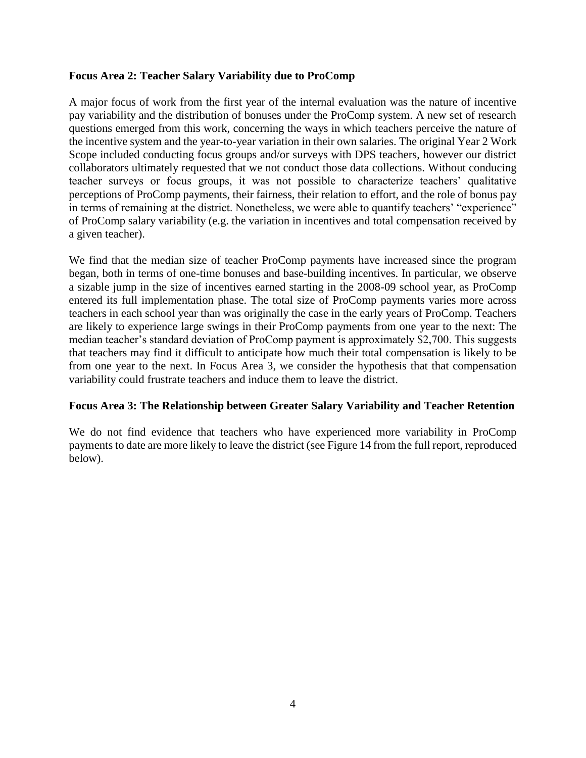**Focus Area 2: Teacher Salary Variability due to ProComp**

A major focus of work from the first year of the internal evaluation was the nature of incentive pay variability and the distribution of bonuses under the ProComp system. A new set of research questions emerged from this work, concerning the ways in which teachers perceive the nature of the incentive system and the year-to-year variation in their own salaries. The original Year 2 Work Scope included conducting focus groups and/or surveys with DPS teachers, however our district collaborators ultimately requested that we not conduct those data collections. Without conducing teacher surveys or focus groups, it was not possible to characterize teachers' qualitative perceptions of ProComp payments, their fairness, their relation to effort, and the role of bonus pay in terms of remaining at the district. Nonetheless, we were able to quantify teachers' "experience" of ProComp salary variability (e.g. the variation in incentives and total compensation received by a given teacher).

We find that the median size of teacher ProComp payments have increased since the program began, both in terms of one-time bonuses and base-building incentives. In particular, we observe a sizable jump in the size of incentives earned starting in the 2008-09 school year, as ProComp entered its full implementation phase. The total size of ProComp payments varies more across teachers in each school year than was originally the case in the early years of ProComp. Teachers are likely to experience large swings in their ProComp payments from one year to the next: The median teacher's standard deviation of ProComp payment is approximately $2,700. This suggests that teachers may find it difficult to anticipate how much their total compensation is likely to be from one year to the next. In Focus Area 3, we consider the hypothesis that that compensation variability could frustrate teachers and induce them to leave the district.

**Focus Area 3: The Relationship between Greater Salary Variability and Teacher Retention**

We do not find evidence that teachers who have experienced more variability in ProComp payments to date are more likely to leave the district (see Figure 14 from the full report, reproduced below).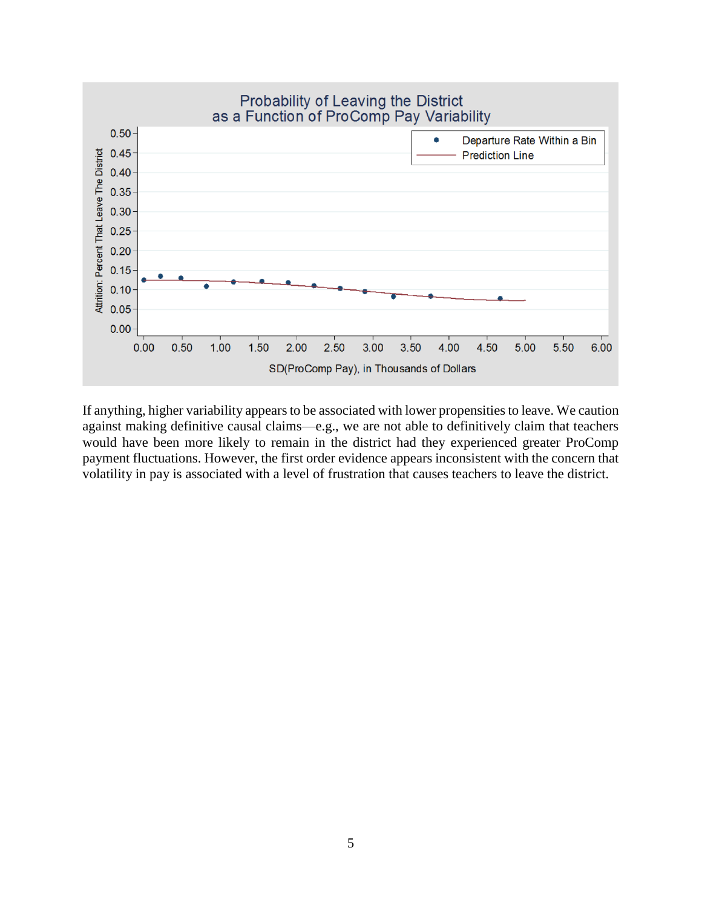Probability of Leaving the District
as a Function of ProComp Pay Variability

Attrition: Percent That Leave The District

0.50
0.45
0.40
0.35
0.30
0.25
0.20
0.15
0.10
0.05
0.00

0.00 0.50 1.00 1.50 2.00 2.50 3.00 3.50 4.00 4.50 5.00 5.50 6.00

SD(ProComp Pay), in Thousands of Dollars

Departure Rate Within a Bin
Prediction Line

If anything, higher variability appears to be associated with lower propensities to leave. We caution against making definitive causal claims—e.g., we are not able to definitively claim that teachers would have been more likely to remain in the district had they experienced greater ProComp payment fluctuations. However, the first order evidence appears inconsistent with the concern that volatility in pay is associated with a level of frustration that causes teachers to leave the district.